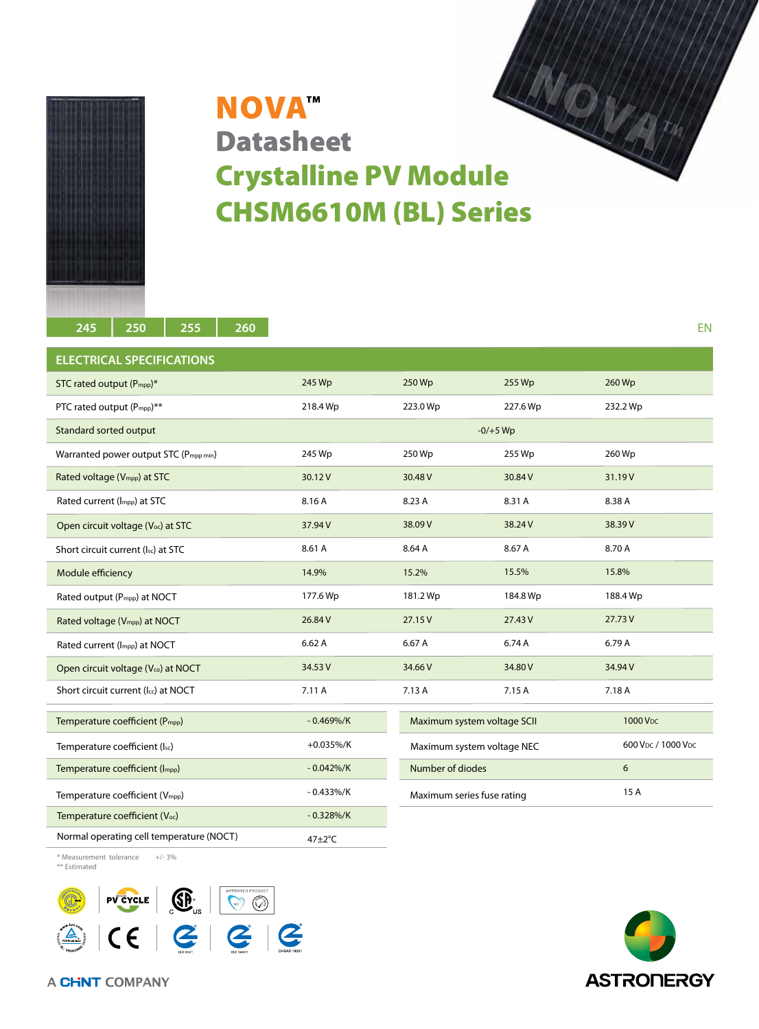# NOVA™

## Datasheet

## Crystalline PV Module

## CHSM6610M (BL) Series

245 | 250 | 255 | 260

EN

## ELECTRICAL SPECIFICATIONS

| | | | | |
|---|---|---|---|---|
| STC rated output ($P_{mpp}$)* | 245 Wp | 250 Wp | 255 Wp | 260 Wp |
| PTC rated output ($P_{mpp}$)** | 218.4 Wp | 223.0 Wp | 227.6 Wp | 232.2 Wp |
| Standard sorted output | -0/+5 Wp | | | |
| Warranted power output STC ($P_{mpp\ min}$) | 245 Wp | 250 Wp | 255 Wp | 260 Wp |
| Rated voltage ($V_{mpp}$) at STC | 30.12 V | 30.48 V | 30.84 V | 31.19 V |
| Rated current ($I_{mpp}$) at STC | 8.16 A | 8.23 A | 8.31 A | 8.38 A |
| Open circuit voltage ($V_{oc}$) at STC | 37.94 V | 38.09 V | 38.24 V | 38.39 V |
| Short circuit current ($I_{sc}$) at STC | 8.61 A | 8.64 A | 8.67 A | 8.70 A |
| Module efficiency | 14.9% | 15.2% | 15.5% | 15.8% |
| Rated output ($P_{mpp}$) at NOCT | 177.6 Wp | 181.2 Wp | 184.8 Wp | 188.4 Wp |
| Rated voltage ($V_{mpp}$) at NOCT | 26.84 V | 27.15 V | 27.43 V | 27.73 V |
| Rated current ($I_{mpp}$) at NOCT | 6.62 A | 6.67 A | 6.74 A | 6.79 A |
| Open circuit voltage ($V_{co}$) at NOCT | 34.53 V | 34.66 V | 34.80 V | 34.94 V |
| Short circuit current ($I_{cc}$) at NOCT | 7.11 A | 7.13 A | 7.15 A | 7.18 A |

| | |
|---|---|
| Temperature coefficient ($P_{mpp}$) | - 0.469%/K |
| Temperature coefficient ($I_{sc}$) | +0.035%/K |
| Temperature coefficient ($I_{mpp}$) | - 0.042%/K |
| Temperature coefficient ($V_{mpp}$) | - 0.433%/K |
| Temperature coefficient ($V_{oc}$) | - 0.328%/K |
| Normal operating cell temperature (NOCT) | 47±2°C |

| | |
|---|---|
| Maximum system voltage SCII | 1000 $V_{DC}$ |
| Maximum system voltage NEC | 600 $V_{DC}$ / 1000 $V_{DC}$ |
| Number of diodes | 6 |
| Maximum series fuse rating | 15 A |

\* Measurement tolerance +/- 3%
\** Estimated

A CHINT COMPANY

ASTRONERGY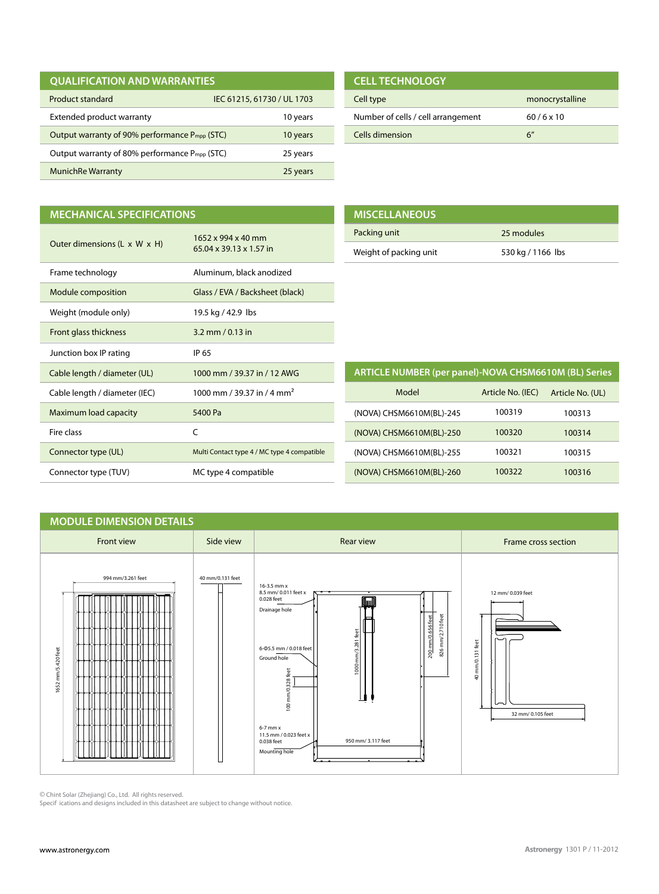## QUALIFICATION AND WARRANTIES

| | |
|---|---|
| Product standard | IEC 61215, 61730 / UL 1703 |
| Extended product warranty | 10 years |
| Output warranty of 90% performance $P_{mpp}$ (STC) | 10 years |
| Output warranty of 80% performance $P_{mpp}$ (STC) | 25 years |
| MunichRe Warranty | 25 years |

## CELL TECHNOLOGY

| | |
|---|---|
| Cell type | monocrystalline |
| Number of cells / cell arrangement | 60 / 6 x 10 |
| Cells dimension | 6" |

## MECHANICAL SPECIFICATIONS

| | |
|---|---|
| Outer dimensions (L x W x H) | 1652 x 994 x 40 mm<br>65.04 x 39.13 x 1.57 in |
| Frame technology | Aluminum, black anodized |
| Module composition | Glass / EVA / Backsheet (black) |
| Weight (module only) | 19.5 kg / 42.9 lbs |
| Front glass thickness | 3.2 mm / 0.13 in |
| Junction box IP rating | IP 65 |
| Cable length / diameter (UL) | 1000 mm / 39.37 in / 12 AWG |
| Cable length / diameter (IEC) | 1000 mm / 39.37 in / 4 mm² |
| Maximum load capacity | 5400 Pa |
| Fire class | C |
| Connector type (UL) | Multi Contact type 4 / MC type 4 compatible |
| Connector type (TUV) | MC type 4 compatible |

## MISCELLANEOUS

| | |
|---|---|
| Packing unit | 25 modules |
| Weight of packing unit | 530 kg / 1166 lbs |

## ARTICLE NUMBER (per panel)-NOVA CHSM6610M (BL) Series

| Model | Article No. (IEC) | Article No. (UL) |
|---|---|---|
| (NOVA) CHSM6610M(BL)-245 | 100319 | 100313 |
| (NOVA) CHSM6610M(BL)-250 | 100320 | 100314 |
| (NOVA) CHSM6610M(BL)-255 | 100321 | 100315 |
| (NOVA) CHSM6610M(BL)-260 | 100322 | 100316 |

## MODULE DIMENSION DETAILS

Front view

994 mm/3.261 feet

1652 mm/5.420 feet

Side view

40 mm/0.131 feet

Rear view

16-3.5 mm x 8.5 mm/ 0.011 feet x 0.028 feet

Drainage hole

6-Φ5.5 mm / 0.018 feet

Ground hole

100 mm/0.328 feet

6-7 mm x 11.5 mm / 0.023 feet x 0.038 feet

Mounting hole

1000 mm/3.281 feet

200 mm/0.656 feet

826 mm/2.710 feet

950 mm/ 3.117 feet

Frame cross section

12 mm/ 0.039 feet

40 mm/0.131 feet

32 mm/ 0.105 feet

© Chint Solar (Zhejiang) Co., Ltd. All rights reserved.
Specif ications and designs included in this datasheet are subject to change without notice.

www.astronergy.com

Astronergy 1301 P / 11-2012